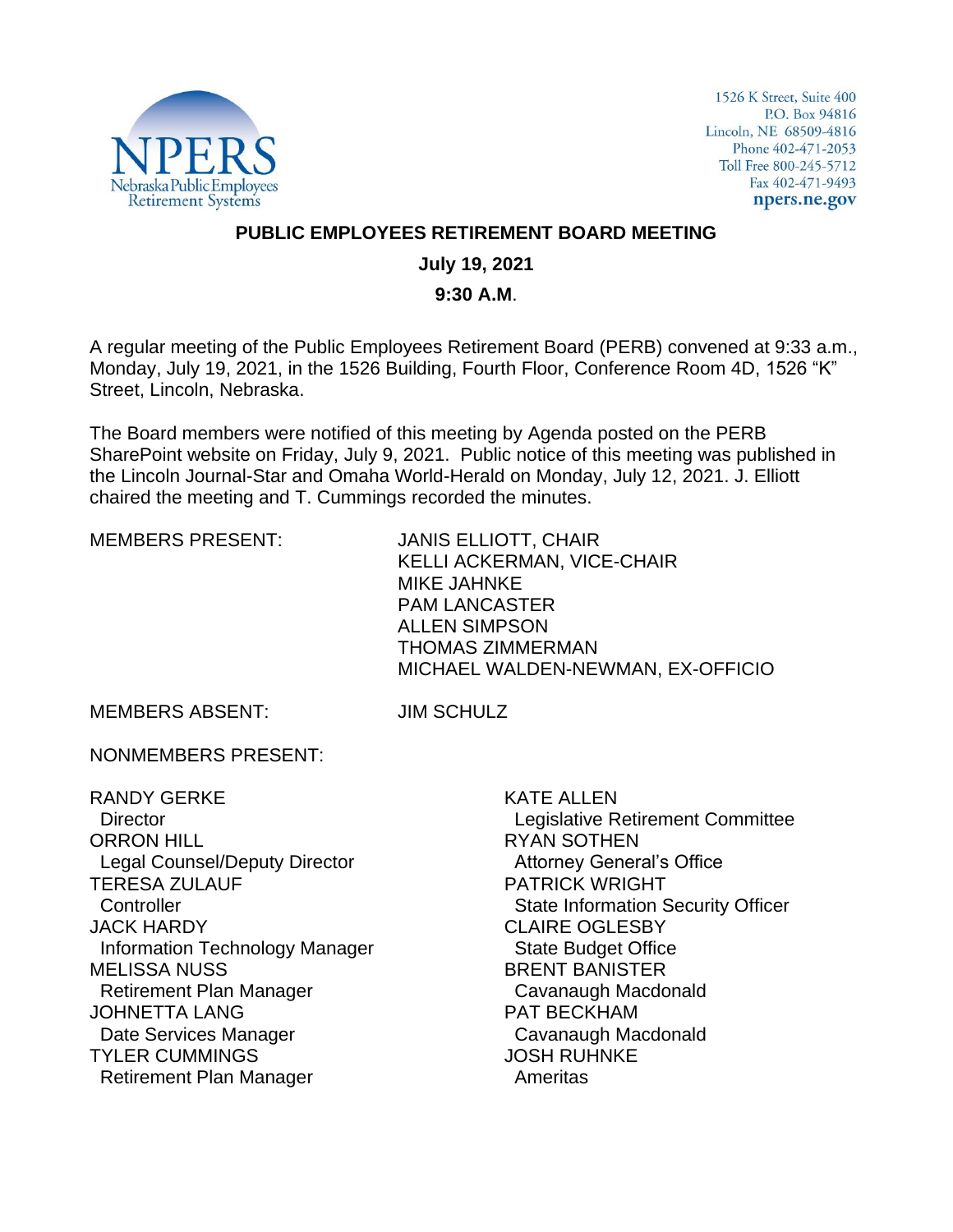1526 K Street, Suite 400
P.O. Box 94816
Lincoln, NE 68509-4816
Phone 402-471-2053
Toll Free 800-245-5712
Fax 402-471-9493
npers.ne.gov

# PUBLIC EMPLOYEES RETIREMENT BOARD MEETING

**July 19, 2021**

**9:30 A.M.**

A regular meeting of the Public Employees Retirement Board (PERB) convened at 9:33 a.m., Monday, July 19, 2021, in the 1526 Building, Fourth Floor, Conference Room 4D, 1526 "K" Street, Lincoln, Nebraska.

The Board members were notified of this meeting by Agenda posted on the PERB SharePoint website on Friday, July 9, 2021. Public notice of this meeting was published in the Lincoln Journal-Star and Omaha World-Herald on Monday, July 12, 2021. J. Elliott chaired the meeting and T. Cummings recorded the minutes.

MEMBERS PRESENT:

JANIS ELLIOTT, CHAIR
KELLI ACKERMAN, VICE-CHAIR
MIKE JAHNKE
PAM LANCASTER
ALLEN SIMPSON
THOMAS ZIMMERMAN
MICHAEL WALDEN-NEWMAN, EX-OFFICIO

MEMBERS ABSENT:

JIM SCHULZ

NONMEMBERS PRESENT:

RANDY GERKE
Director
ORRON HILL
Legal Counsel/Deputy Director
TERESA ZULAUF
Controller
JACK HARDY
Information Technology Manager
MELISSA NUSS
Retirement Plan Manager
JOHNETTA LANG
Date Services Manager
TYLER CUMMINGS
Retirement Plan Manager

KATE ALLEN
Legislative Retirement Committee
RYAN SOTHEN
Attorney General's Office
PATRICK WRIGHT
State Information Security Officer
CLAIRE OGLESBY
State Budget Office
BRENT BANISTER
Cavanaugh Macdonald
PAT BECKHAM
Cavanaugh Macdonald
JOSH RUHNKE
Ameritas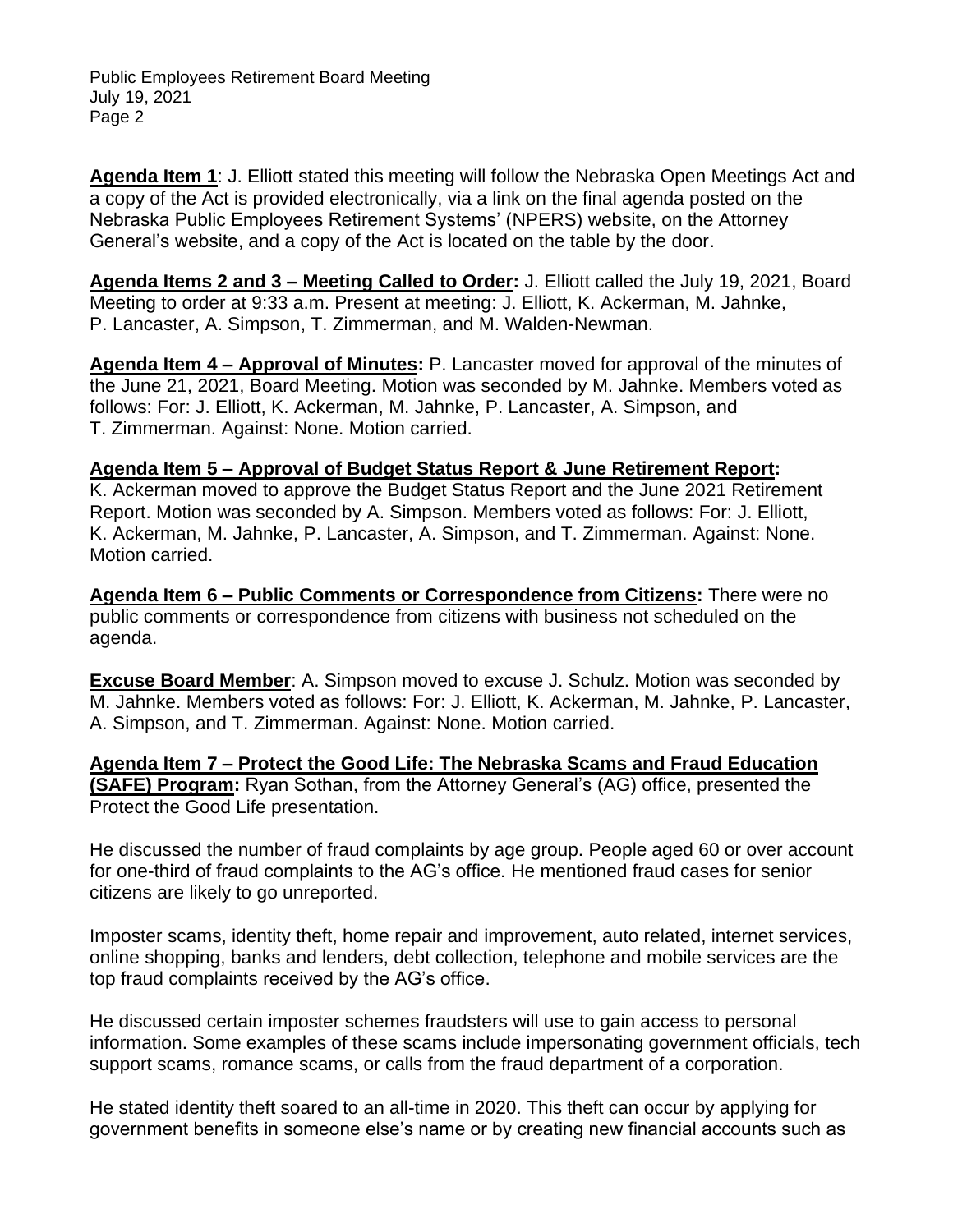**Agenda Item 1**: J. Elliott stated this meeting will follow the Nebraska Open Meetings Act and a copy of the Act is provided electronically, via a link on the final agenda posted on the Nebraska Public Employees Retirement Systems' (NPERS) website, on the Attorney General's website, and a copy of the Act is located on the table by the door.

**Agenda Items 2 and 3 – Meeting Called to Order:** J. Elliott called the July 19, 2021, Board Meeting to order at 9:33 a.m. Present at meeting: J. Elliott, K. Ackerman, M. Jahnke, P. Lancaster, A. Simpson, T. Zimmerman, and M. Walden-Newman.

**Agenda Item 4 – Approval of Minutes:** P. Lancaster moved for approval of the minutes of the June 21, 2021, Board Meeting. Motion was seconded by M. Jahnke. Members voted as follows: For: J. Elliott, K. Ackerman, M. Jahnke, P. Lancaster, A. Simpson, and T. Zimmerman. Against: None. Motion carried.

**Agenda Item 5 – Approval of Budget Status Report & June Retirement Report:** K. Ackerman moved to approve the Budget Status Report and the June 2021 Retirement Report. Motion was seconded by A. Simpson. Members voted as follows: For: J. Elliott, K. Ackerman, M. Jahnke, P. Lancaster, A. Simpson, and T. Zimmerman. Against: None. Motion carried.

**Agenda Item 6 – Public Comments or Correspondence from Citizens:** There were no public comments or correspondence from citizens with business not scheduled on the agenda.

**Excuse Board Member**: A. Simpson moved to excuse J. Schulz. Motion was seconded by M. Jahnke. Members voted as follows: For: J. Elliott, K. Ackerman, M. Jahnke, P. Lancaster, A. Simpson, and T. Zimmerman. Against: None. Motion carried.

**Agenda Item 7 – Protect the Good Life: The Nebraska Scams and Fraud Education (SAFE) Program:** Ryan Sothan, from the Attorney General's (AG) office, presented the Protect the Good Life presentation.

He discussed the number of fraud complaints by age group. People aged 60 or over account for one-third of fraud complaints to the AG's office. He mentioned fraud cases for senior citizens are likely to go unreported.

Imposter scams, identity theft, home repair and improvement, auto related, internet services, online shopping, banks and lenders, debt collection, telephone and mobile services are the top fraud complaints received by the AG's office.

He discussed certain imposter schemes fraudsters will use to gain access to personal information. Some examples of these scams include impersonating government officials, tech support scams, romance scams, or calls from the fraud department of a corporation.

He stated identity theft soared to an all-time in 2020. This theft can occur by applying for government benefits in someone else's name or by creating new financial accounts such as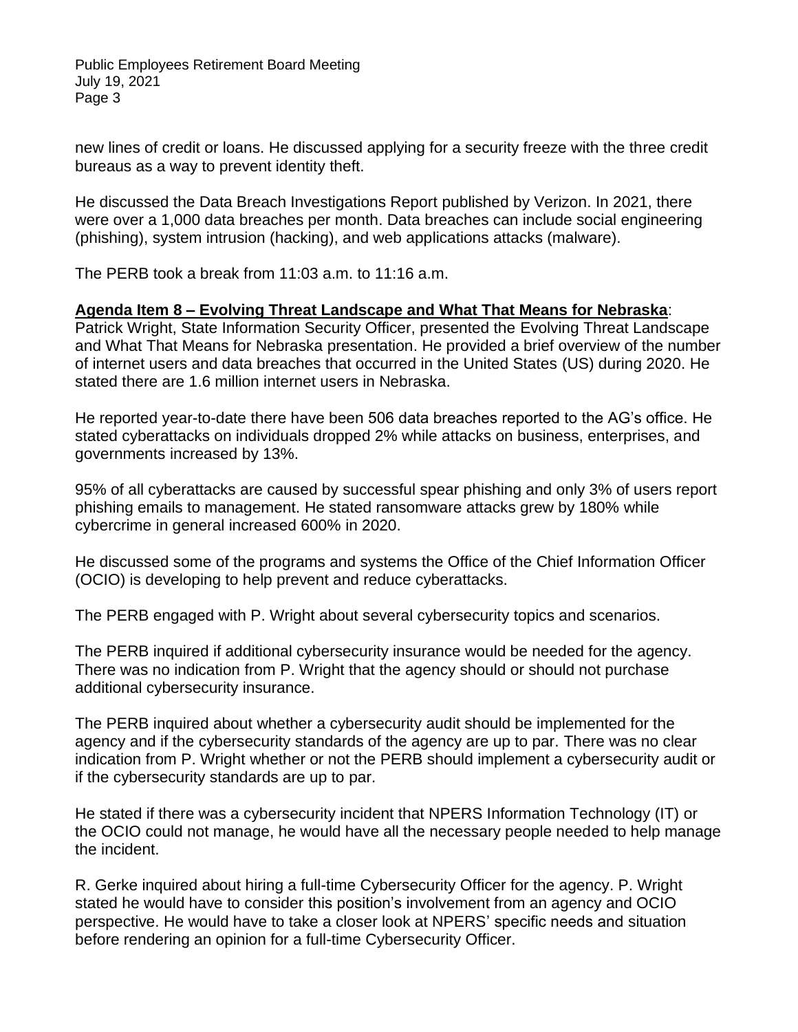new lines of credit or loans. He discussed applying for a security freeze with the three credit bureaus as a way to prevent identity theft.

He discussed the Data Breach Investigations Report published by Verizon. In 2021, there were over a 1,000 data breaches per month. Data breaches can include social engineering (phishing), system intrusion (hacking), and web applications attacks (malware).

The PERB took a break from 11:03 a.m. to 11:16 a.m.

**Agenda Item 8 – Evolving Threat Landscape and What That Means for Nebraska**:
Patrick Wright, State Information Security Officer, presented the Evolving Threat Landscape and What That Means for Nebraska presentation. He provided a brief overview of the number of internet users and data breaches that occurred in the United States (US) during 2020. He stated there are 1.6 million internet users in Nebraska.

He reported year-to-date there have been 506 data breaches reported to the AG's office. He stated cyberattacks on individuals dropped 2% while attacks on business, enterprises, and governments increased by 13%.

95% of all cyberattacks are caused by successful spear phishing and only 3% of users report phishing emails to management. He stated ransomware attacks grew by 180% while cybercrime in general increased 600% in 2020.

He discussed some of the programs and systems the Office of the Chief Information Officer (OCIO) is developing to help prevent and reduce cyberattacks.

The PERB engaged with P. Wright about several cybersecurity topics and scenarios.

The PERB inquired if additional cybersecurity insurance would be needed for the agency. There was no indication from P. Wright that the agency should or should not purchase additional cybersecurity insurance.

The PERB inquired about whether a cybersecurity audit should be implemented for the agency and if the cybersecurity standards of the agency are up to par. There was no clear indication from P. Wright whether or not the PERB should implement a cybersecurity audit or if the cybersecurity standards are up to par.

He stated if there was a cybersecurity incident that NPERS Information Technology (IT) or the OCIO could not manage, he would have all the necessary people needed to help manage the incident.

R. Gerke inquired about hiring a full-time Cybersecurity Officer for the agency. P. Wright stated he would have to consider this position's involvement from an agency and OCIO perspective. He would have to take a closer look at NPERS' specific needs and situation before rendering an opinion for a full-time Cybersecurity Officer.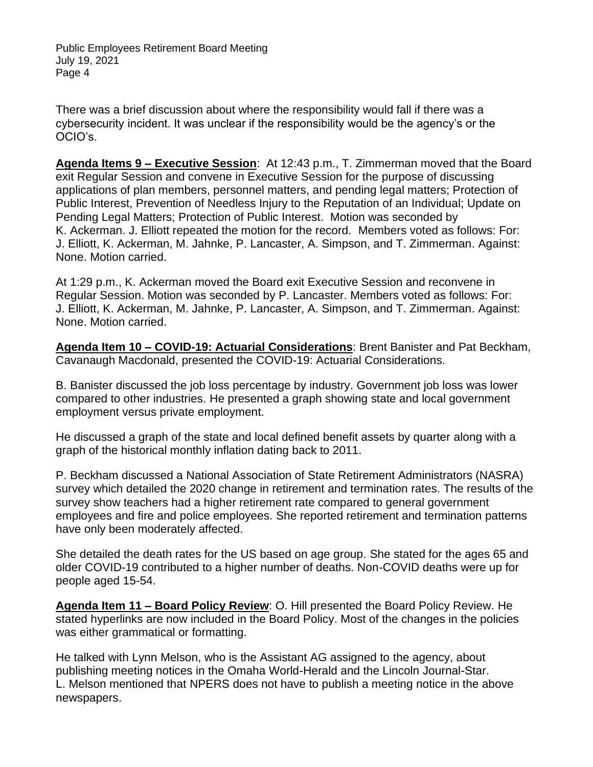There was a brief discussion about where the responsibility would fall if there was a cybersecurity incident. It was unclear if the responsibility would be the agency's or the OCIO's.

**Agenda Items 9 – Executive Session**: At 12:43 p.m., T. Zimmerman moved that the Board exit Regular Session and convene in Executive Session for the purpose of discussing applications of plan members, personnel matters, and pending legal matters; Protection of Public Interest, Prevention of Needless Injury to the Reputation of an Individual; Update on Pending Legal Matters; Protection of Public Interest. Motion was seconded by K. Ackerman. J. Elliott repeated the motion for the record. Members voted as follows: For: J. Elliott, K. Ackerman, M. Jahnke, P. Lancaster, A. Simpson, and T. Zimmerman. Against: None. Motion carried.

At 1:29 p.m., K. Ackerman moved the Board exit Executive Session and reconvene in Regular Session. Motion was seconded by P. Lancaster. Members voted as follows: For: J. Elliott, K. Ackerman, M. Jahnke, P. Lancaster, A. Simpson, and T. Zimmerman. Against: None. Motion carried.

**Agenda Item 10 – COVID-19: Actuarial Considerations**: Brent Banister and Pat Beckham, Cavanaugh Macdonald, presented the COVID-19: Actuarial Considerations.

B. Banister discussed the job loss percentage by industry. Government job loss was lower compared to other industries. He presented a graph showing state and local government employment versus private employment.

He discussed a graph of the state and local defined benefit assets by quarter along with a graph of the historical monthly inflation dating back to 2011.

P. Beckham discussed a National Association of State Retirement Administrators (NASRA) survey which detailed the 2020 change in retirement and termination rates. The results of the survey show teachers had a higher retirement rate compared to general government employees and fire and police employees. She reported retirement and termination patterns have only been moderately affected.

She detailed the death rates for the US based on age group. She stated for the ages 65 and older COVID-19 contributed to a higher number of deaths. Non-COVID deaths were up for people aged 15-54.

**Agenda Item 11 – Board Policy Review**: O. Hill presented the Board Policy Review. He stated hyperlinks are now included in the Board Policy. Most of the changes in the policies was either grammatical or formatting.

He talked with Lynn Melson, who is the Assistant AG assigned to the agency, about publishing meeting notices in the Omaha World-Herald and the Lincoln Journal-Star. L. Melson mentioned that NPERS does not have to publish a meeting notice in the above newspapers.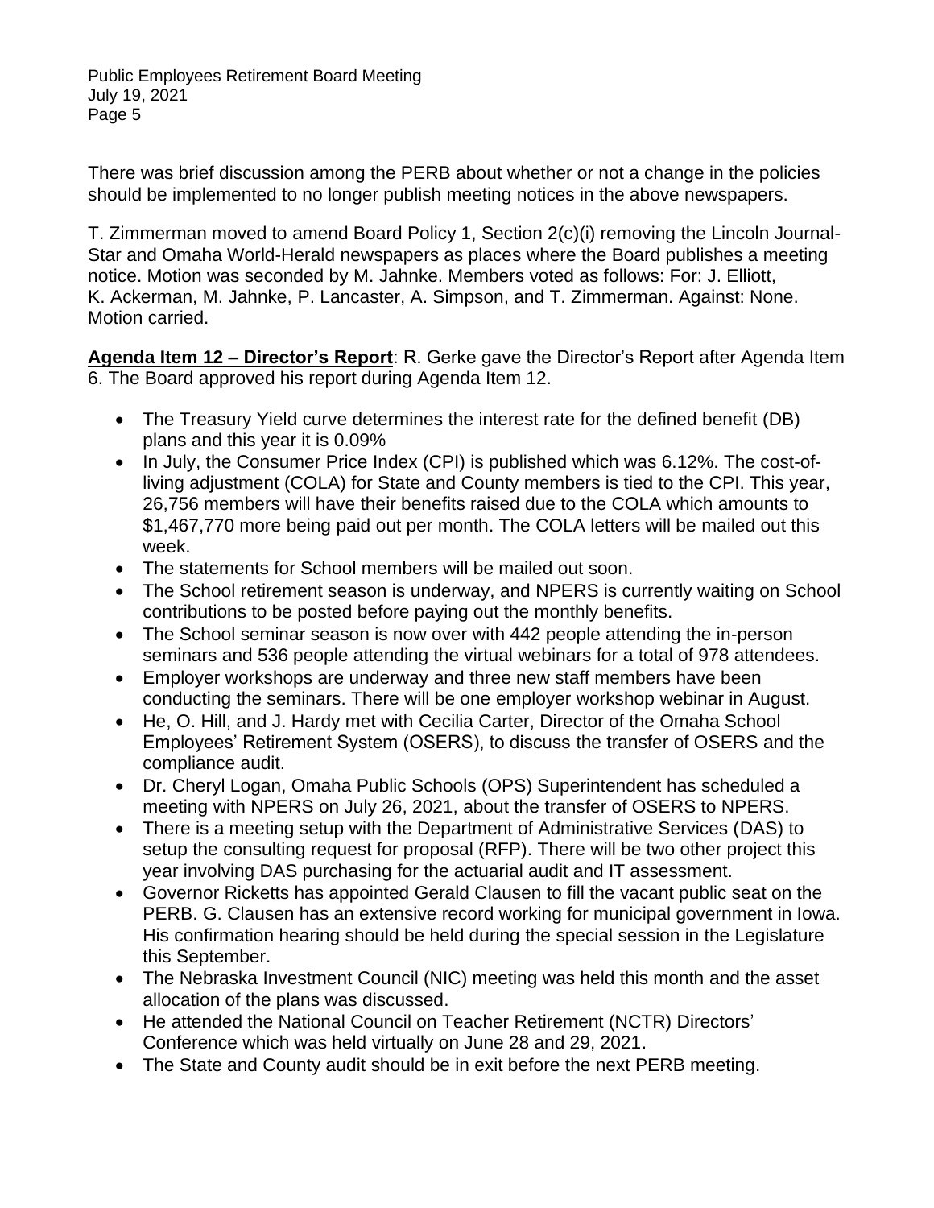There was brief discussion among the PERB about whether or not a change in the policies should be implemented to no longer publish meeting notices in the above newspapers.

T. Zimmerman moved to amend Board Policy 1, Section 2(c)(i) removing the Lincoln Journal-Star and Omaha World-Herald newspapers as places where the Board publishes a meeting notice. Motion was seconded by M. Jahnke. Members voted as follows: For: J. Elliott, K. Ackerman, M. Jahnke, P. Lancaster, A. Simpson, and T. Zimmerman. Against: None. Motion carried.

**<u>Agenda Item 12 – Director's Report</u>**: R. Gerke gave the Director's Report after Agenda Item 6. The Board approved his report during Agenda Item 12.

- The Treasury Yield curve determines the interest rate for the defined benefit (DB) plans and this year it is 0.09%
- In July, the Consumer Price Index (CPI) is published which was 6.12%. The cost-of-living adjustment (COLA) for State and County members is tied to the CPI. This year, 26,756 members will have their benefits raised due to the COLA which amounts to $1,467,770 more being paid out per month. The COLA letters will be mailed out this week.
- The statements for School members will be mailed out soon.
- The School retirement season is underway, and NPERS is currently waiting on School contributions to be posted before paying out the monthly benefits.
- The School seminar season is now over with 442 people attending the in-person seminars and 536 people attending the virtual webinars for a total of 978 attendees.
- Employer workshops are underway and three new staff members have been conducting the seminars. There will be one employer workshop webinar in August.
- He, O. Hill, and J. Hardy met with Cecilia Carter, Director of the Omaha School Employees' Retirement System (OSERS), to discuss the transfer of OSERS and the compliance audit.
- Dr. Cheryl Logan, Omaha Public Schools (OPS) Superintendent has scheduled a meeting with NPERS on July 26, 2021, about the transfer of OSERS to NPERS.
- There is a meeting setup with the Department of Administrative Services (DAS) to setup the consulting request for proposal (RFP). There will be two other project this year involving DAS purchasing for the actuarial audit and IT assessment.
- Governor Ricketts has appointed Gerald Clausen to fill the vacant public seat on the PERB. G. Clausen has an extensive record working for municipal government in Iowa. His confirmation hearing should be held during the special session in the Legislature this September.
- The Nebraska Investment Council (NIC) meeting was held this month and the asset allocation of the plans was discussed.
- He attended the National Council on Teacher Retirement (NCTR) Directors' Conference which was held virtually on June 28 and 29, 2021.
- The State and County audit should be in exit before the next PERB meeting.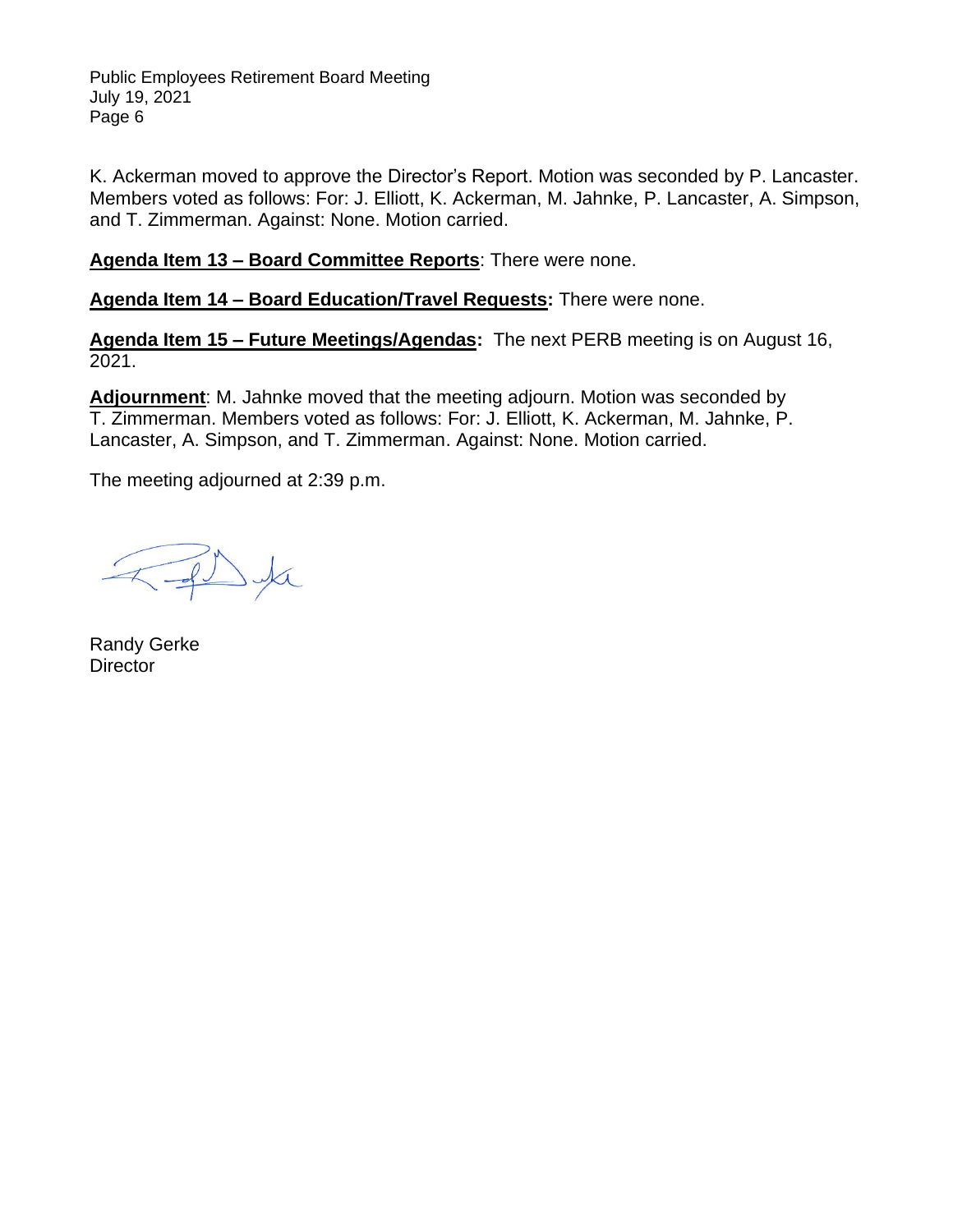K. Ackerman moved to approve the Director's Report. Motion was seconded by P. Lancaster. Members voted as follows: For: J. Elliott, K. Ackerman, M. Jahnke, P. Lancaster, A. Simpson, and T. Zimmerman. Against: None. Motion carried.

**Agenda Item 13 – Board Committee Reports**: There were none.

**Agenda Item 14 – Board Education/Travel Requests:** There were none.

**Agenda Item 15 – Future Meetings/Agendas:** The next PERB meeting is on August 16, 2021.

**Adjournment**: M. Jahnke moved that the meeting adjourn. Motion was seconded by T. Zimmerman. Members voted as follows: For: J. Elliott, K. Ackerman, M. Jahnke, P. Lancaster, A. Simpson, and T. Zimmerman. Against: None. Motion carried.

The meeting adjourned at 2:39 p.m.

Randy Gerke
Director